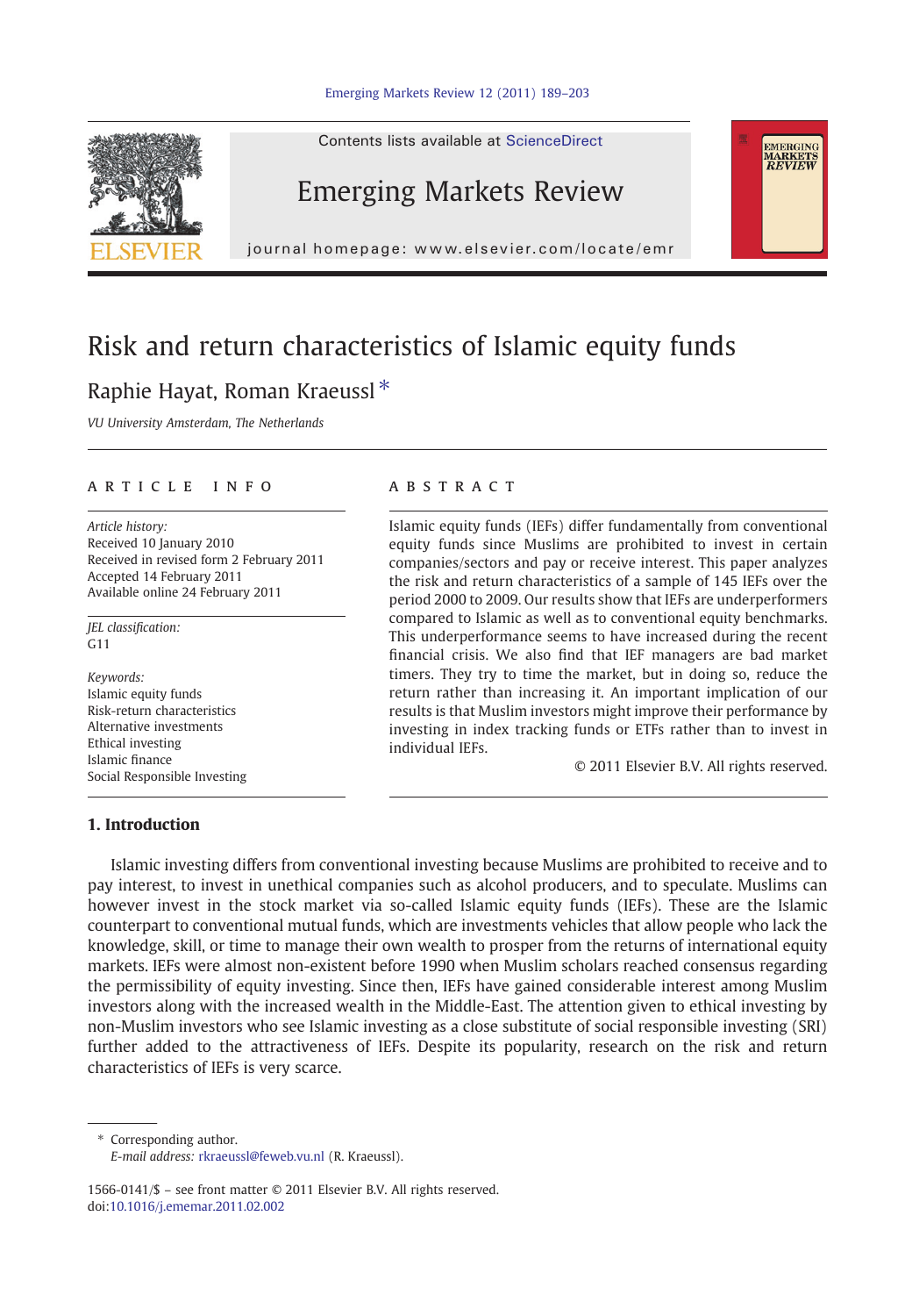# Risk and return characteristics of Islamic equity funds

Raphie Hayat, Roman Kraeussl *

*VU University Amsterdam, The Netherlands*

## ARTICLE INFO

*Article history:*
Received 10 January 2010
Received in revised form 2 February 2011
Accepted 14 February 2011
Available online 24 February 2011

*JEL classification:*
G11

*Keywords:*
Islamic equity funds
Risk-return characteristics
Alternative investments
Ethical investing
Islamic finance
Social Responsible Investing

## ABSTRACT

Islamic equity funds (IEFs) differ fundamentally from conventional equity funds since Muslims are prohibited to invest in certain companies/sectors and pay or receive interest. This paper analyzes the risk and return characteristics of a sample of 145 IEFs over the period 2000 to 2009. Our results show that IEFs are underperformers compared to Islamic as well as to conventional equity benchmarks. This underperformance seems to have increased during the recent financial crisis. We also find that IEF managers are bad market timers. They try to time the market, but in doing so, reduce the return rather than increasing it. An important implication of our results is that Muslim investors might improve their performance by investing in index tracking funds or ETFs rather than to invest in individual IEFs.

© 2011 Elsevier B.V. All rights reserved.

## 1. Introduction

Islamic investing differs from conventional investing because Muslims are prohibited to receive and to pay interest, to invest in unethical companies such as alcohol producers, and to speculate. Muslims can however invest in the stock market via so-called Islamic equity funds (IEFs). These are the Islamic counterpart to conventional mutual funds, which are investments vehicles that allow people who lack the knowledge, skill, or time to manage their own wealth to prosper from the returns of international equity markets. IEFs were almost non-existent before 1990 when Muslim scholars reached consensus regarding the permissibility of equity investing. Since then, IEFs have gained considerable interest among Muslim investors along with the increased wealth in the Middle-East. The attention given to ethical investing by non-Muslim investors who see Islamic investing as a close substitute of social responsible investing (SRI) further added to the attractiveness of IEFs. Despite its popularity, research on the risk and return characteristics of IEFs is very scarce.

\* Corresponding author.
*E-mail address:* rkraeussl@feweb.vu.nl (R. Kraeussl).

1566-0141/$ – see front matter © 2011 Elsevier B.V. All rights reserved.
doi:10.1016/j.ememar.2011.02.002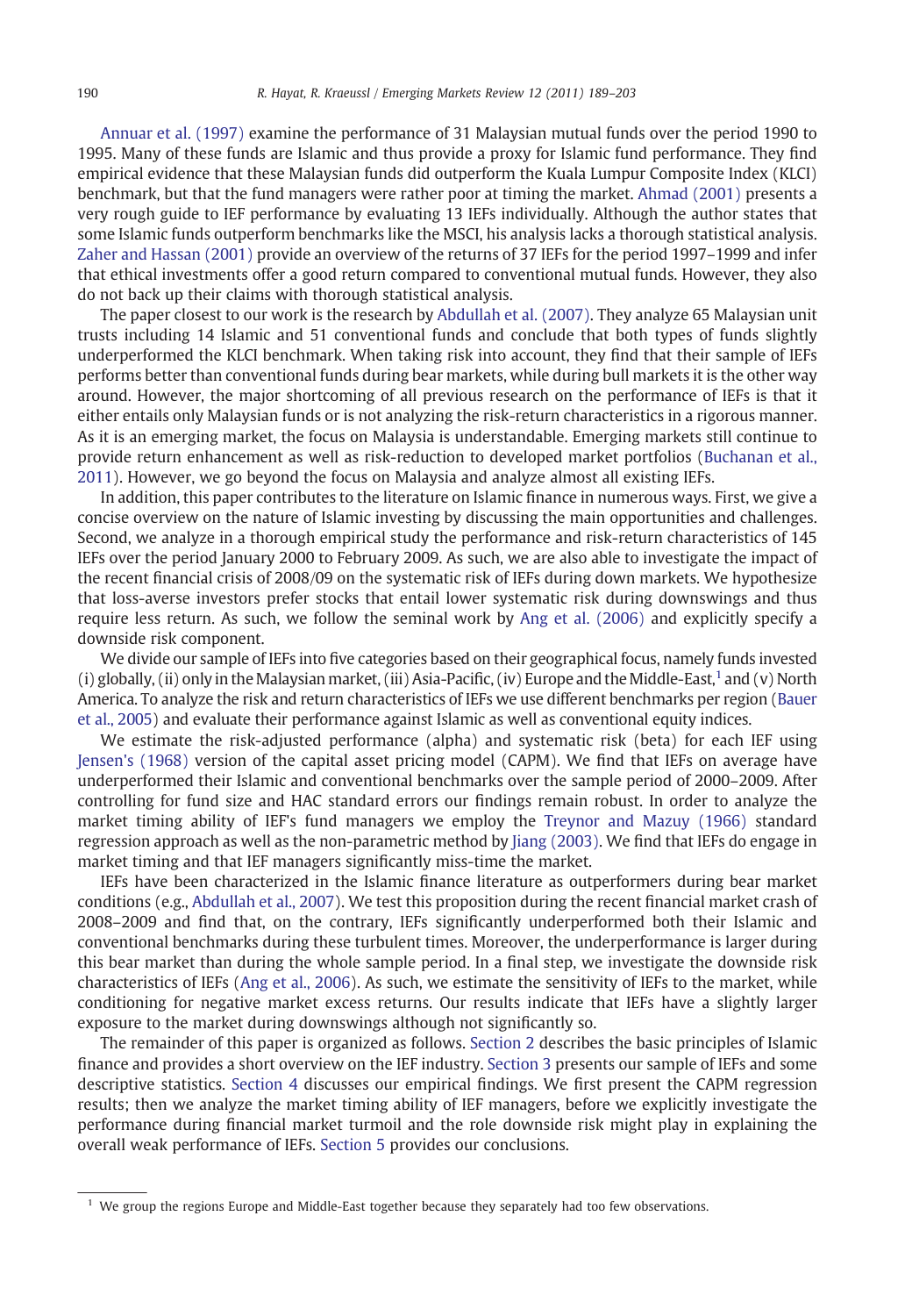Annuar et al. (1997) examine the performance of 31 Malaysian mutual funds over the period 1990 to 1995. Many of these funds are Islamic and thus provide a proxy for Islamic fund performance. They find empirical evidence that these Malaysian funds did outperform the Kuala Lumpur Composite Index (KLCI) benchmark, but that the fund managers were rather poor at timing the market. Ahmad (2001) presents a very rough guide to IEF performance by evaluating 13 IEFs individually. Although the author states that some Islamic funds outperform benchmarks like the MSCI, his analysis lacks a thorough statistical analysis. Zaher and Hassan (2001) provide an overview of the returns of 37 IEFs for the period 1997–1999 and infer that ethical investments offer a good return compared to conventional mutual funds. However, they also do not back up their claims with thorough statistical analysis.

The paper closest to our work is the research by Abdullah et al. (2007). They analyze 65 Malaysian unit trusts including 14 Islamic and 51 conventional funds and conclude that both types of funds slightly underperformed the KLCI benchmark. When taking risk into account, they find that their sample of IEFs performs better than conventional funds during bear markets, while during bull markets it is the other way around. However, the major shortcoming of all previous research on the performance of IEFs is that it either entails only Malaysian funds or is not analyzing the risk-return characteristics in a rigorous manner. As it is an emerging market, the focus on Malaysia is understandable. Emerging markets still continue to provide return enhancement as well as risk-reduction to developed market portfolios (Buchanan et al., 2011). However, we go beyond the focus on Malaysia and analyze almost all existing IEFs.

In addition, this paper contributes to the literature on Islamic finance in numerous ways. First, we give a concise overview on the nature of Islamic investing by discussing the main opportunities and challenges. Second, we analyze in a thorough empirical study the performance and risk-return characteristics of 145 IEFs over the period January 2000 to February 2009. As such, we are also able to investigate the impact of the recent financial crisis of 2008/09 on the systematic risk of IEFs during down markets. We hypothesize that loss-averse investors prefer stocks that entail lower systematic risk during downswings and thus require less return. As such, we follow the seminal work by Ang et al. (2006) and explicitly specify a downside risk component.

We divide our sample of IEFs into five categories based on their geographical focus, namely funds invested (i) globally, (ii) only in the Malaysian market, (iii) Asia-Pacific, (iv) Europe and the Middle-East,[1] and (v) North America. To analyze the risk and return characteristics of IEFs we use different benchmarks per region (Bauer et al., 2005) and evaluate their performance against Islamic as well as conventional equity indices.

We estimate the risk-adjusted performance (alpha) and systematic risk (beta) for each IEF using Jensen's (1968) version of the capital asset pricing model (CAPM). We find that IEFs on average have underperformed their Islamic and conventional benchmarks over the sample period of 2000–2009. After controlling for fund size and HAC standard errors our findings remain robust. In order to analyze the market timing ability of IEF's fund managers we employ the Treynor and Mazuy (1966) standard regression approach as well as the non-parametric method by Jiang (2003). We find that IEFs do engage in market timing and that IEF managers significantly miss-time the market.

IEFs have been characterized in the Islamic finance literature as outperformers during bear market conditions (e.g., Abdullah et al., 2007). We test this proposition during the recent financial market crash of 2008–2009 and find that, on the contrary, IEFs significantly underperformed both their Islamic and conventional benchmarks during these turbulent times. Moreover, the underperformance is larger during this bear market than during the whole sample period. In a final step, we investigate the downside risk characteristics of IEFs (Ang et al., 2006). As such, we estimate the sensitivity of IEFs to the market, while conditioning for negative market excess returns. Our results indicate that IEFs have a slightly larger exposure to the market during downswings although not significantly so.

The remainder of this paper is organized as follows. Section 2 describes the basic principles of Islamic finance and provides a short overview on the IEF industry. Section 3 presents our sample of IEFs and some descriptive statistics. Section 4 discusses our empirical findings. We first present the CAPM regression results; then we analyze the market timing ability of IEF managers, before we explicitly investigate the performance during financial market turmoil and the role downside risk might play in explaining the overall weak performance of IEFs. Section 5 provides our conclusions.

[1] We group the regions Europe and Middle-East together because they separately had too few observations.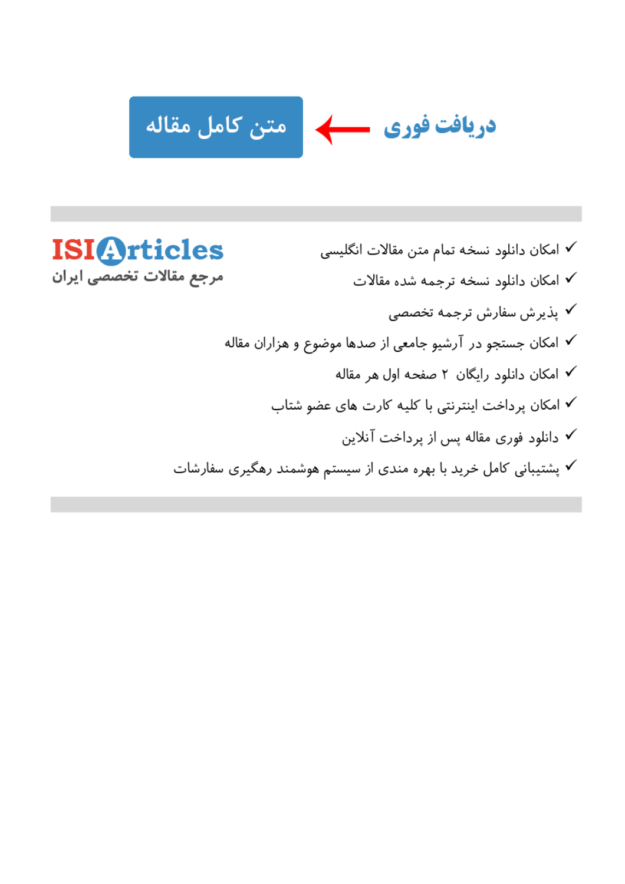دریافت فوری ← **متن کامل مقاله**

**ISIArticles**
مرجع مقالات تخصصی ایران

- ✓ امکان دانلود نسخه تمام متن مقالات انگلیسی
- ✓ امکان دانلود نسخه ترجمه شده مقالات
- ✓ پذیرش سفارش ترجمه تخصصی
- ✓ امکان جستجو در آرشیو جامعی از صدها موضوع و هزاران مقاله
- ✓ امکان دانلود رایگان ۲ صفحه اول هر مقاله
- ✓ امکان پرداخت اینترنتی با کلیه کارت های عضو شتاب
- ✓ دانلود فوری مقاله پس از پرداخت آنلاین
- ✓ پشتیبانی کامل خرید با بهره مندی از سیستم هوشمند رهگیری سفارشات